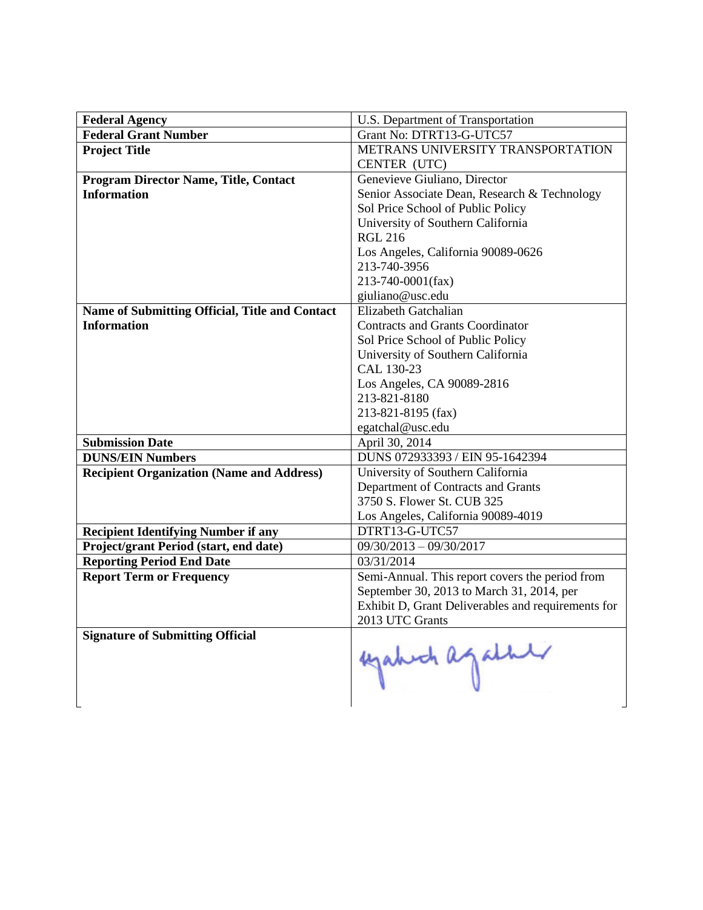| Federal Agency | U.S. Department of Transportation |
|---|---|
| **Federal Grant Number** | Grant No: DTRT13-G-UTC57 |
| **Project Title** | METRANS UNIVERSITY TRANSPORTATION CENTER (UTC) |
| **Program Director Name, Title, Contact Information** | Genevieve Giuliano, Director<br>Senior Associate Dean, Research & Technology<br>Sol Price School of Public Policy<br>University of Southern California<br>RGL 216<br>Los Angeles, California 90089-0626<br>213-740-3956<br>213-740-0001(fax)<br>giuliano@usc.edu |
| **Name of Submitting Official, Title and Contact Information** | Elizabeth Gatchalian<br>Contracts and Grants Coordinator<br>Sol Price School of Public Policy<br>University of Southern California<br>CAL 130-23<br>Los Angeles, CA 90089-2816<br>213-821-8180<br>213-821-8195 (fax)<br>egatchal@usc.edu |
| **Submission Date** | April 30, 2014 |
| **DUNS/EIN Numbers** | DUNS 072933393 / EIN 95-1642394 |
| **Recipient Organization (Name and Address)** | University of Southern California<br>Department of Contracts and Grants<br>3750 S. Flower St. CUB 325<br>Los Angeles, California 90089-4019 |
| **Recipient Identifying Number if any** | DTRT13-G-UTC57 |
| **Project/grant Period (start, end date)** | 09/30/2013 – 09/30/2017 |
| **Reporting Period End Date** | 03/31/2014 |
| **Report Term or Frequency** | Semi-Annual. This report covers the period from September 30, 2013 to March 31, 2014, per Exhibit D, Grant Deliverables and requirements for 2013 UTC Grants |
| **Signature of Submitting Official** | [signature] |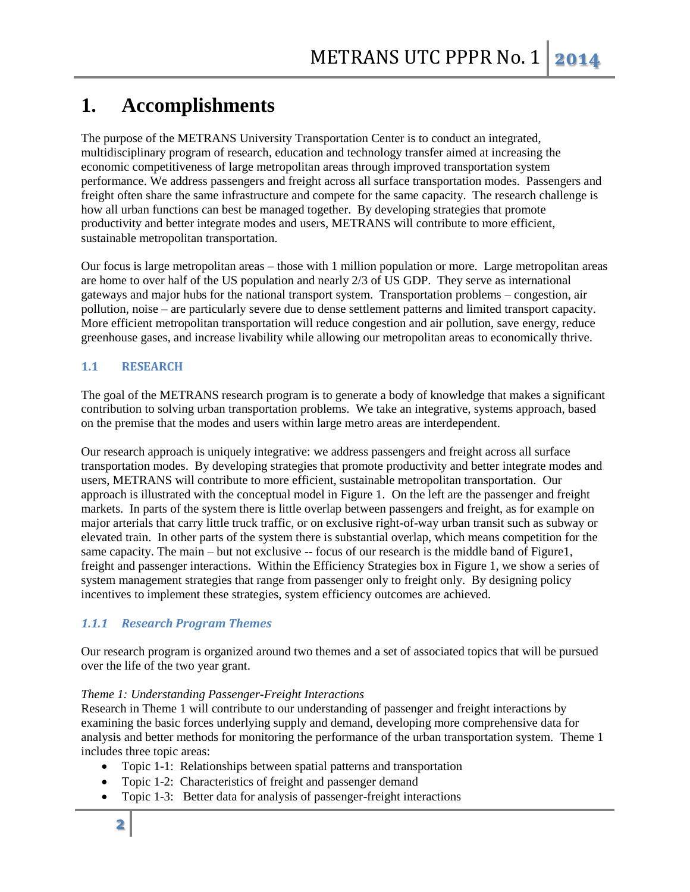# 1. Accomplishments

The purpose of the METRANS University Transportation Center is to conduct an integrated, multidisciplinary program of research, education and technology transfer aimed at increasing the economic competitiveness of large metropolitan areas through improved transportation system performance. We address passengers and freight across all surface transportation modes. Passengers and freight often share the same infrastructure and compete for the same capacity. The research challenge is how all urban functions can best be managed together. By developing strategies that promote productivity and better integrate modes and users, METRANS will contribute to more efficient, sustainable metropolitan transportation.

Our focus is large metropolitan areas – those with 1 million population or more. Large metropolitan areas are home to over half of the US population and nearly 2/3 of US GDP. They serve as international gateways and major hubs for the national transport system. Transportation problems – congestion, air pollution, noise – are particularly severe due to dense settlement patterns and limited transport capacity. More efficient metropolitan transportation will reduce congestion and air pollution, save energy, reduce greenhouse gases, and increase livability while allowing our metropolitan areas to economically thrive.

## 1.1 RESEARCH

The goal of the METRANS research program is to generate a body of knowledge that makes a significant contribution to solving urban transportation problems. We take an integrative, systems approach, based on the premise that the modes and users within large metro areas are interdependent.

Our research approach is uniquely integrative: we address passengers and freight across all surface transportation modes. By developing strategies that promote productivity and better integrate modes and users, METRANS will contribute to more efficient, sustainable metropolitan transportation. Our approach is illustrated with the conceptual model in Figure 1. On the left are the passenger and freight markets. In parts of the system there is little overlap between passengers and freight, as for example on major arterials that carry little truck traffic, or on exclusive right-of-way urban transit such as subway or elevated train. In other parts of the system there is substantial overlap, which means competition for the same capacity. The main – but not exclusive -- focus of our research is the middle band of Figure1, freight and passenger interactions. Within the Efficiency Strategies box in Figure 1, we show a series of system management strategies that range from passenger only to freight only. By designing policy incentives to implement these strategies, system efficiency outcomes are achieved.

### *1.1.1 Research Program Themes*

Our research program is organized around two themes and a set of associated topics that will be pursued over the life of the two year grant.

*Theme 1: Understanding Passenger-Freight Interactions*
Research in Theme 1 will contribute to our understanding of passenger and freight interactions by examining the basic forces underlying supply and demand, developing more comprehensive data for analysis and better methods for monitoring the performance of the urban transportation system. Theme 1 includes three topic areas:

- Topic 1-1: Relationships between spatial patterns and transportation
- Topic 1-2: Characteristics of freight and passenger demand
- Topic 1-3: Better data for analysis of passenger-freight interactions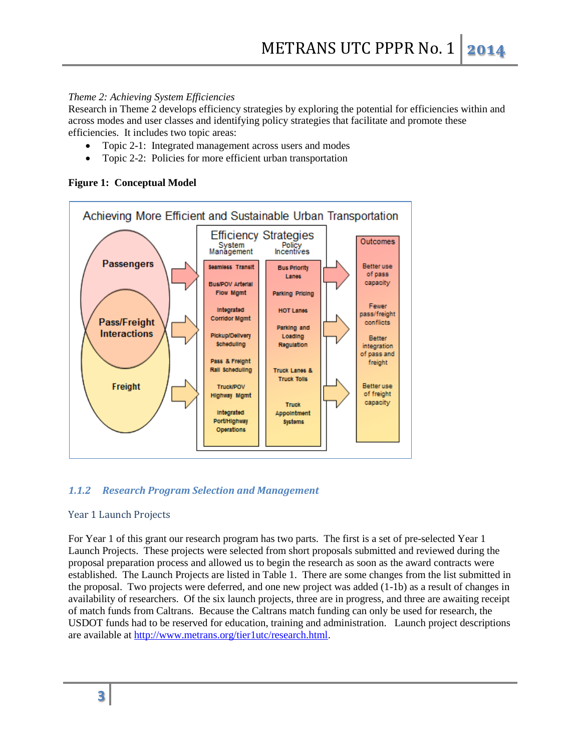*Theme 2: Achieving System Efficiencies*
Research in Theme 2 develops efficiency strategies by exploring the potential for efficiencies within and across modes and user classes and identifying policy strategies that facilitate and promote these efficiencies. It includes two topic areas:

- Topic 2-1: Integrated management across users and modes
- Topic 2-2: Policies for more efficient urban transportation

**Figure 1: Conceptual Model**

### 1.1.2 Research Program Selection and Management

#### Year 1 Launch Projects

For Year 1 of this grant our research program has two parts. The first is a set of pre-selected Year 1 Launch Projects. These projects were selected from short proposals submitted and reviewed during the proposal preparation process and allowed us to begin the research as soon as the award contracts were established. The Launch Projects are listed in Table 1. There are some changes from the list submitted in the proposal. Two projects were deferred, and one new project was added (1-1b) as a result of changes in availability of researchers. Of the six launch projects, three are in progress, and three are awaiting receipt of match funds from Caltrans. Because the Caltrans match funding can only be used for research, the USDOT funds had to be reserved for education, training and administration. Launch project descriptions are available at http://www.metrans.org/tier1utc/research.html.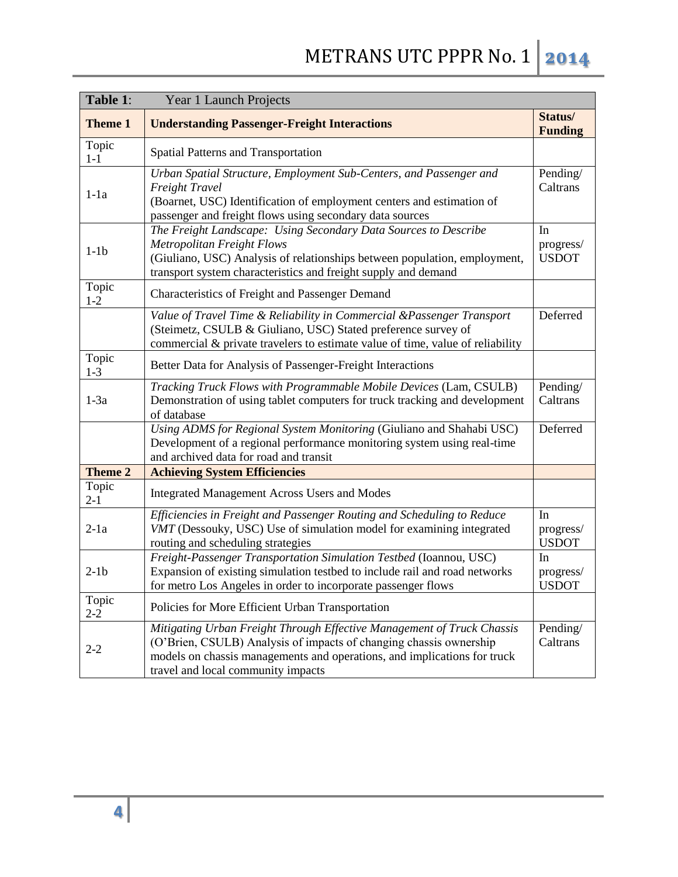| **Table 1**: Year 1 Launch Projects | | |
|---|---|---|
| **Theme 1** | **Understanding Passenger-Freight Interactions** | **Status/ Funding** |
| Topic 1-1 | Spatial Patterns and Transportation | |
| 1-1a | *Urban Spatial Structure, Employment Sub-Centers, and Passenger and Freight Travel* (Boarnet, USC) Identification of employment centers and estimation of passenger and freight flows using secondary data sources | Pending/ Caltrans |
| 1-1b | *The Freight Landscape: Using Secondary Data Sources to Describe Metropolitan Freight Flows* (Giuliano, USC) Analysis of relationships between population, employment, transport system characteristics and freight supply and demand | In progress/ USDOT |
| Topic 1-2 | Characteristics of Freight and Passenger Demand | |
| | *Value of Travel Time & Reliability in Commercial &Passenger Transport* (Steimetz, CSULB & Giuliano, USC) Stated preference survey of commercial & private travelers to estimate value of time, value of reliability | Deferred |
| Topic 1-3 | Better Data for Analysis of Passenger-Freight Interactions | |
| 1-3a | *Tracking Truck Flows with Programmable Mobile Devices* (Lam, CSULB) Demonstration of using tablet computers for truck tracking and development of database | Pending/ Caltrans |
| | *Using ADMS for Regional System Monitoring* (Giuliano and Shahabi USC) Development of a regional performance monitoring system using real-time and archived data for road and transit | Deferred |
| **Theme 2** | **Achieving System Efficiencies** | |
| Topic 2-1 | Integrated Management Across Users and Modes | |
| 2-1a | *Efficiencies in Freight and Passenger Routing and Scheduling to Reduce VMT* (Dessouky, USC) Use of simulation model for examining integrated routing and scheduling strategies | In progress/ USDOT |
| 2-1b | *Freight-Passenger Transportation Simulation Testbed* (Ioannou, USC) Expansion of existing simulation testbed to include rail and road networks for metro Los Angeles in order to incorporate passenger flows | In progress/ USDOT |
| Topic 2-2 | Policies for More Efficient Urban Transportation | |
| 2-2 | *Mitigating Urban Freight Through Effective Management of Truck Chassis* (O'Brien, CSULB) Analysis of impacts of changing chassis ownership models on chassis managements and operations, and implications for truck travel and local community impacts | Pending/ Caltrans |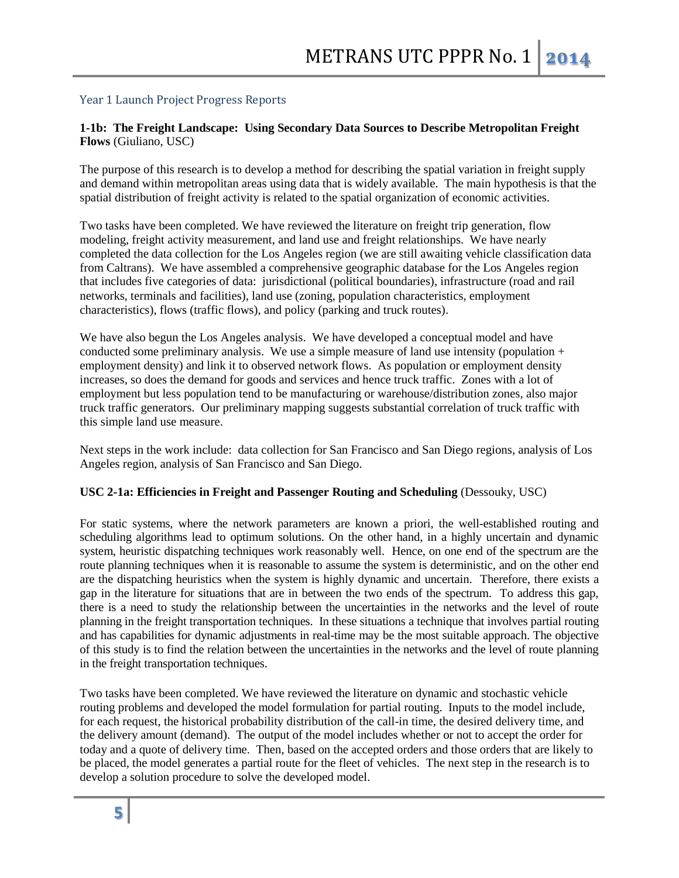## Year 1 Launch Project Progress Reports

**1-1b: The Freight Landscape: Using Secondary Data Sources to Describe Metropolitan Freight Flows** (Giuliano, USC)

The purpose of this research is to develop a method for describing the spatial variation in freight supply and demand within metropolitan areas using data that is widely available. The main hypothesis is that the spatial distribution of freight activity is related to the spatial organization of economic activities.

Two tasks have been completed. We have reviewed the literature on freight trip generation, flow modeling, freight activity measurement, and land use and freight relationships. We have nearly completed the data collection for the Los Angeles region (we are still awaiting vehicle classification data from Caltrans). We have assembled a comprehensive geographic database for the Los Angeles region that includes five categories of data: jurisdictional (political boundaries), infrastructure (road and rail networks, terminals and facilities), land use (zoning, population characteristics, employment characteristics), flows (traffic flows), and policy (parking and truck routes).

We have also begun the Los Angeles analysis. We have developed a conceptual model and have conducted some preliminary analysis. We use a simple measure of land use intensity (population + employment density) and link it to observed network flows. As population or employment density increases, so does the demand for goods and services and hence truck traffic. Zones with a lot of employment but less population tend to be manufacturing or warehouse/distribution zones, also major truck traffic generators. Our preliminary mapping suggests substantial correlation of truck traffic with this simple land use measure.

Next steps in the work include: data collection for San Francisco and San Diego regions, analysis of Los Angeles region, analysis of San Francisco and San Diego.

**USC 2-1a: Efficiencies in Freight and Passenger Routing and Scheduling** (Dessouky, USC)

For static systems, where the network parameters are known a priori, the well-established routing and scheduling algorithms lead to optimum solutions. On the other hand, in a highly uncertain and dynamic system, heuristic dispatching techniques work reasonably well. Hence, on one end of the spectrum are the route planning techniques when it is reasonable to assume the system is deterministic, and on the other end are the dispatching heuristics when the system is highly dynamic and uncertain. Therefore, there exists a gap in the literature for situations that are in between the two ends of the spectrum. To address this gap, there is a need to study the relationship between the uncertainties in the networks and the level of route planning in the freight transportation techniques. In these situations a technique that involves partial routing and has capabilities for dynamic adjustments in real-time may be the most suitable approach. The objective of this study is to find the relation between the uncertainties in the networks and the level of route planning in the freight transportation techniques.

Two tasks have been completed. We have reviewed the literature on dynamic and stochastic vehicle routing problems and developed the model formulation for partial routing. Inputs to the model include, for each request, the historical probability distribution of the call-in time, the desired delivery time, and the delivery amount (demand). The output of the model includes whether or not to accept the order for today and a quote of delivery time. Then, based on the accepted orders and those orders that are likely to be placed, the model generates a partial route for the fleet of vehicles. The next step in the research is to develop a solution procedure to solve the developed model.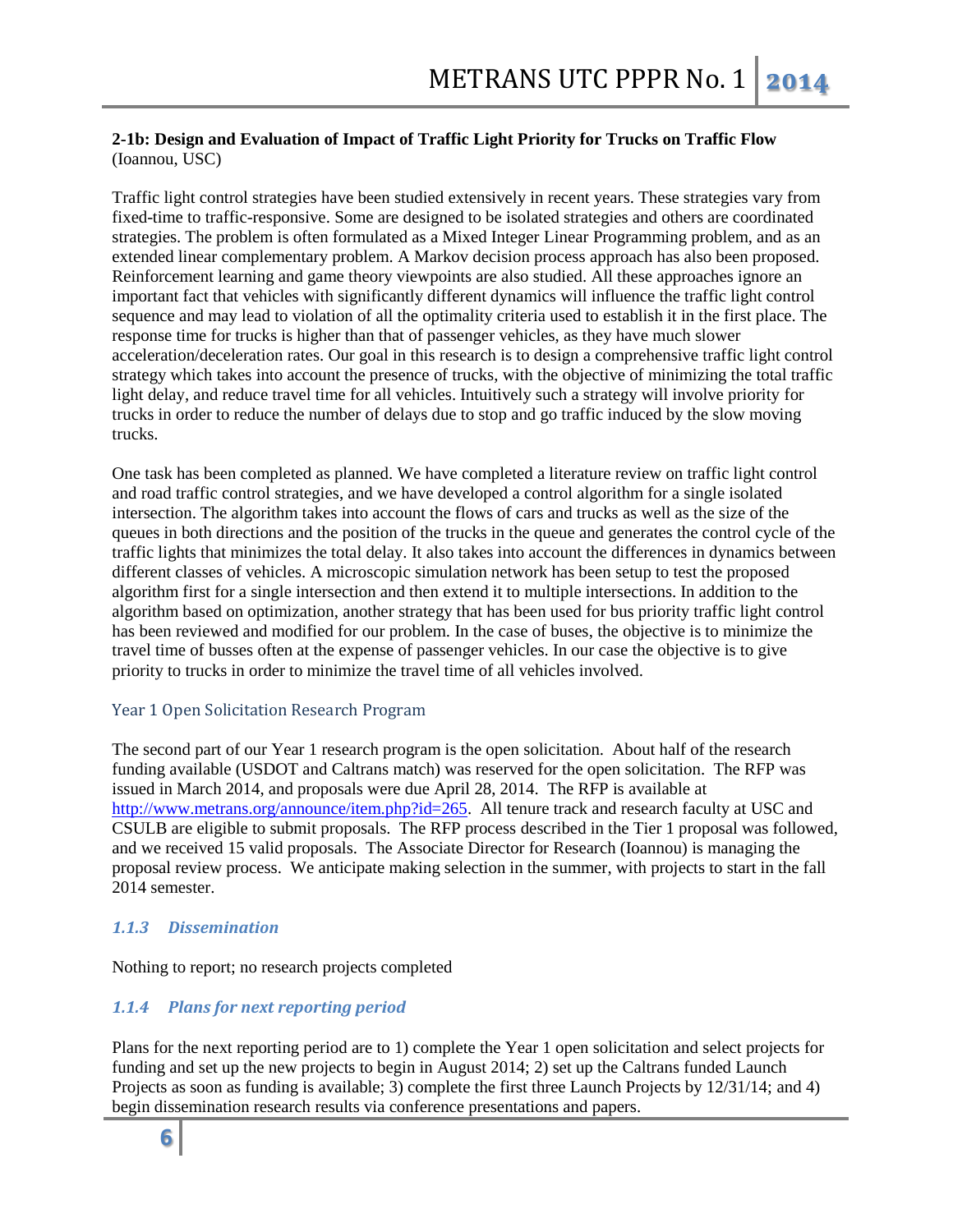**2-1b: Design and Evaluation of Impact of Traffic Light Priority for Trucks on Traffic Flow** (Ioannou, USC)

Traffic light control strategies have been studied extensively in recent years. These strategies vary from fixed-time to traffic-responsive. Some are designed to be isolated strategies and others are coordinated strategies. The problem is often formulated as a Mixed Integer Linear Programming problem, and as an extended linear complementary problem. A Markov decision process approach has also been proposed. Reinforcement learning and game theory viewpoints are also studied. All these approaches ignore an important fact that vehicles with significantly different dynamics will influence the traffic light control sequence and may lead to violation of all the optimality criteria used to establish it in the first place. The response time for trucks is higher than that of passenger vehicles, as they have much slower acceleration/deceleration rates. Our goal in this research is to design a comprehensive traffic light control strategy which takes into account the presence of trucks, with the objective of minimizing the total traffic light delay, and reduce travel time for all vehicles. Intuitively such a strategy will involve priority for trucks in order to reduce the number of delays due to stop and go traffic induced by the slow moving trucks.

One task has been completed as planned. We have completed a literature review on traffic light control and road traffic control strategies, and we have developed a control algorithm for a single isolated intersection. The algorithm takes into account the flows of cars and trucks as well as the size of the queues in both directions and the position of the trucks in the queue and generates the control cycle of the traffic lights that minimizes the total delay. It also takes into account the differences in dynamics between different classes of vehicles. A microscopic simulation network has been setup to test the proposed algorithm first for a single intersection and then extend it to multiple intersections. In addition to the algorithm based on optimization, another strategy that has been used for bus priority traffic light control has been reviewed and modified for our problem. In the case of buses, the objective is to minimize the travel time of busses often at the expense of passenger vehicles. In our case the objective is to give priority to trucks in order to minimize the travel time of all vehicles involved.

### Year 1 Open Solicitation Research Program

The second part of our Year 1 research program is the open solicitation. About half of the research funding available (USDOT and Caltrans match) was reserved for the open solicitation. The RFP was issued in March 2014, and proposals were due April 28, 2014. The RFP is available at [http://www.metrans.org/announce/item.php?id=265](http://www.metrans.org/announce/item.php?id=265). All tenure track and research faculty at USC and CSULB are eligible to submit proposals. The RFP process described in the Tier 1 proposal was followed, and we received 15 valid proposals. The Associate Director for Research (Ioannou) is managing the proposal review process. We anticipate making selection in the summer, with projects to start in the fall 2014 semester.

### *1.1.3 Dissemination*

Nothing to report; no research projects completed

### *1.1.4 Plans for next reporting period*

Plans for the next reporting period are to 1) complete the Year 1 open solicitation and select projects for funding and set up the new projects to begin in August 2014; 2) set up the Caltrans funded Launch Projects as soon as funding is available; 3) complete the first three Launch Projects by 12/31/14; and 4) begin dissemination research results via conference presentations and papers.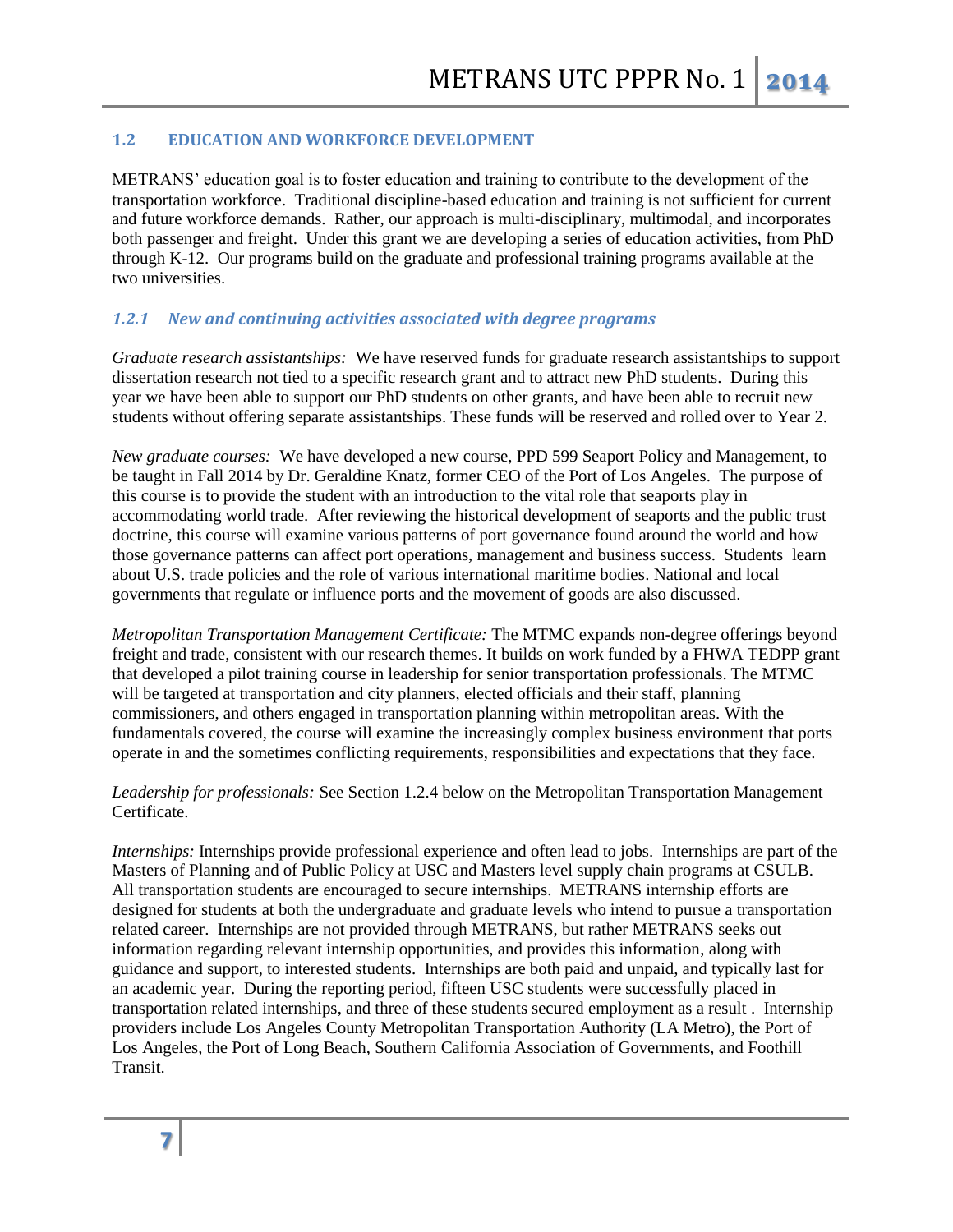## 1.2 EDUCATION AND WORKFORCE DEVELOPMENT

METRANS' education goal is to foster education and training to contribute to the development of the transportation workforce. Traditional discipline-based education and training is not sufficient for current and future workforce demands. Rather, our approach is multi-disciplinary, multimodal, and incorporates both passenger and freight. Under this grant we are developing a series of education activities, from PhD through K-12. Our programs build on the graduate and professional training programs available at the two universities.

### *1.2.1 New and continuing activities associated with degree programs*

*Graduate research assistantships:* We have reserved funds for graduate research assistantships to support dissertation research not tied to a specific research grant and to attract new PhD students. During this year we have been able to support our PhD students on other grants, and have been able to recruit new students without offering separate assistantships. These funds will be reserved and rolled over to Year 2.

*New graduate courses:* We have developed a new course, PPD 599 Seaport Policy and Management, to be taught in Fall 2014 by Dr. Geraldine Knatz, former CEO of the Port of Los Angeles. The purpose of this course is to provide the student with an introduction to the vital role that seaports play in accommodating world trade. After reviewing the historical development of seaports and the public trust doctrine, this course will examine various patterns of port governance found around the world and how those governance patterns can affect port operations, management and business success. Students learn about U.S. trade policies and the role of various international maritime bodies. National and local governments that regulate or influence ports and the movement of goods are also discussed.

*Metropolitan Transportation Management Certificate:* The MTMC expands non-degree offerings beyond freight and trade, consistent with our research themes. It builds on work funded by a FHWA TEDPP grant that developed a pilot training course in leadership for senior transportation professionals. The MTMC will be targeted at transportation and city planners, elected officials and their staff, planning commissioners, and others engaged in transportation planning within metropolitan areas. With the fundamentals covered, the course will examine the increasingly complex business environment that ports operate in and the sometimes conflicting requirements, responsibilities and expectations that they face.

*Leadership for professionals:* See Section 1.2.4 below on the Metropolitan Transportation Management Certificate.

*Internships:* Internships provide professional experience and often lead to jobs. Internships are part of the Masters of Planning and of Public Policy at USC and Masters level supply chain programs at CSULB. All transportation students are encouraged to secure internships. METRANS internship efforts are designed for students at both the undergraduate and graduate levels who intend to pursue a transportation related career. Internships are not provided through METRANS, but rather METRANS seeks out information regarding relevant internship opportunities, and provides this information, along with guidance and support, to interested students. Internships are both paid and unpaid, and typically last for an academic year. During the reporting period, fifteen USC students were successfully placed in transportation related internships, and three of these students secured employment as a result . Internship providers include Los Angeles County Metropolitan Transportation Authority (LA Metro), the Port of Los Angeles, the Port of Long Beach, Southern California Association of Governments, and Foothill Transit.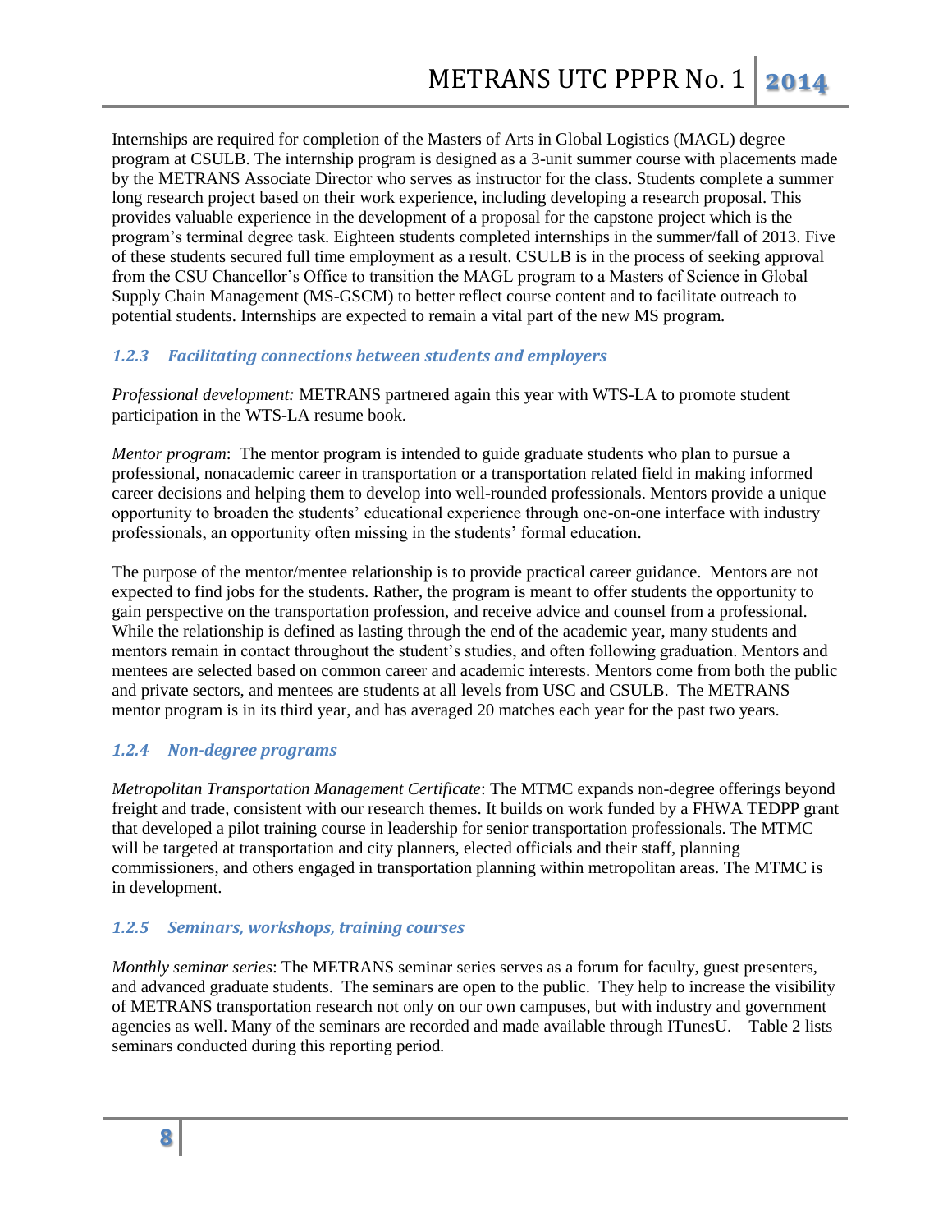Internships are required for completion of the Masters of Arts in Global Logistics (MAGL) degree program at CSULB. The internship program is designed as a 3-unit summer course with placements made by the METRANS Associate Director who serves as instructor for the class. Students complete a summer long research project based on their work experience, including developing a research proposal. This provides valuable experience in the development of a proposal for the capstone project which is the program's terminal degree task. Eighteen students completed internships in the summer/fall of 2013. Five of these students secured full time employment as a result. CSULB is in the process of seeking approval from the CSU Chancellor's Office to transition the MAGL program to a Masters of Science in Global Supply Chain Management (MS-GSCM) to better reflect course content and to facilitate outreach to potential students. Internships are expected to remain a vital part of the new MS program.

### *1.2.3 Facilitating connections between students and employers*

*Professional development:* METRANS partnered again this year with WTS-LA to promote student participation in the WTS-LA resume book.

*Mentor program*: The mentor program is intended to guide graduate students who plan to pursue a professional, nonacademic career in transportation or a transportation related field in making informed career decisions and helping them to develop into well-rounded professionals. Mentors provide a unique opportunity to broaden the students' educational experience through one-on-one interface with industry professionals, an opportunity often missing in the students' formal education.

The purpose of the mentor/mentee relationship is to provide practical career guidance. Mentors are not expected to find jobs for the students. Rather, the program is meant to offer students the opportunity to gain perspective on the transportation profession, and receive advice and counsel from a professional. While the relationship is defined as lasting through the end of the academic year, many students and mentors remain in contact throughout the student's studies, and often following graduation. Mentors and mentees are selected based on common career and academic interests. Mentors come from both the public and private sectors, and mentees are students at all levels from USC and CSULB. The METRANS mentor program is in its third year, and has averaged 20 matches each year for the past two years.

### *1.2.4 Non-degree programs*

*Metropolitan Transportation Management Certificate*: The MTMC expands non-degree offerings beyond freight and trade, consistent with our research themes. It builds on work funded by a FHWA TEDPP grant that developed a pilot training course in leadership for senior transportation professionals. The MTMC will be targeted at transportation and city planners, elected officials and their staff, planning commissioners, and others engaged in transportation planning within metropolitan areas. The MTMC is in development.

### *1.2.5 Seminars, workshops, training courses*

*Monthly seminar series*: The METRANS seminar series serves as a forum for faculty, guest presenters, and advanced graduate students. The seminars are open to the public. They help to increase the visibility of METRANS transportation research not only on our own campuses, but with industry and government agencies as well. Many of the seminars are recorded and made available through ITunesU. Table 2 lists seminars conducted during this reporting period.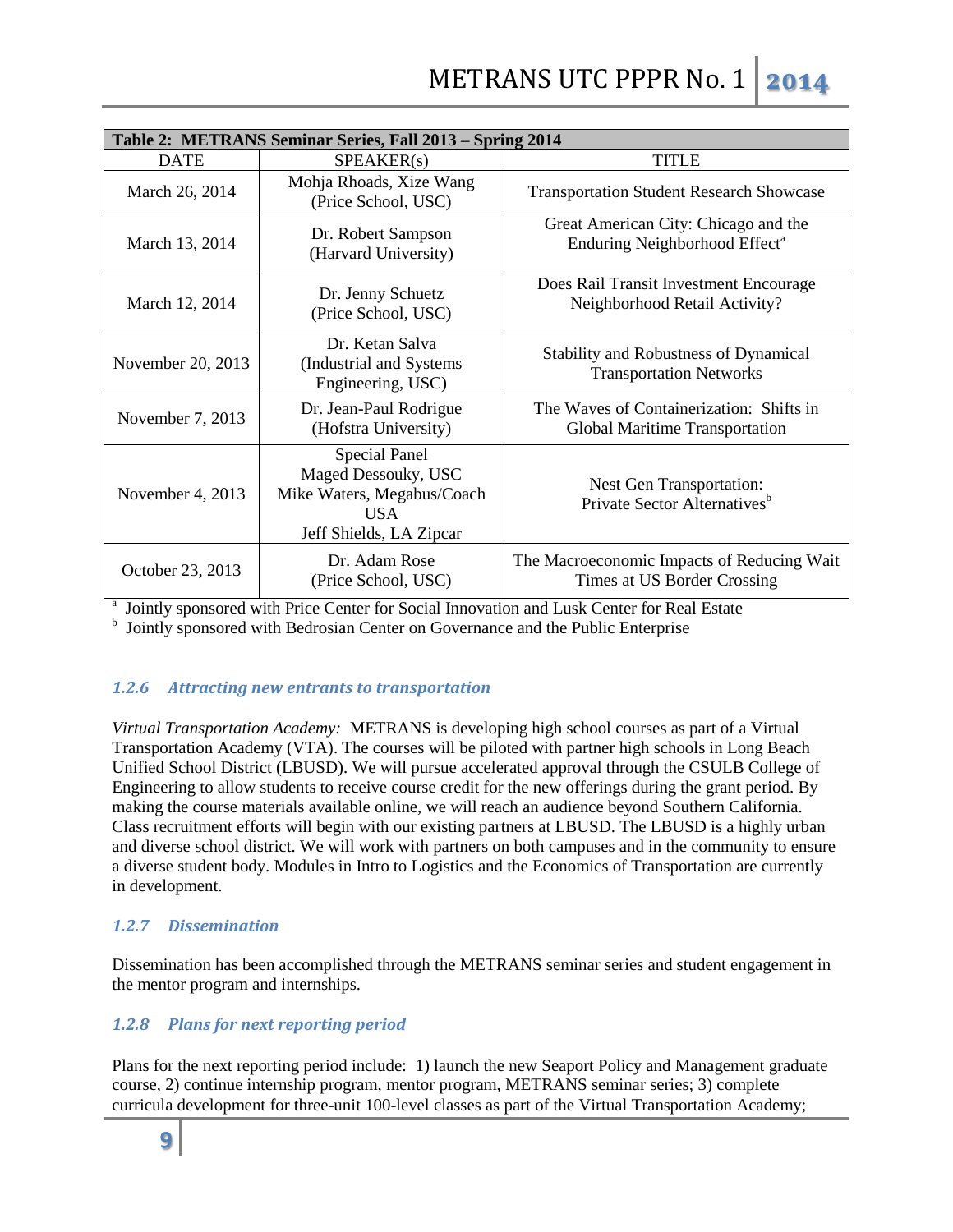| Table 2: METRANS Seminar Series, Fall 2013 – Spring 2014 | | |
|---|---|---|
| DATE | SPEAKER(s) | TITLE |
| March 26, 2014 | Mohja Rhoads, Xize Wang (Price School, USC) | Transportation Student Research Showcase |
| March 13, 2014 | Dr. Robert Sampson (Harvard University) | Great American City: Chicago and the Enduring Neighborhood Effect[a] |
| March 12, 2014 | Dr. Jenny Schuetz (Price School, USC) | Does Rail Transit Investment Encourage Neighborhood Retail Activity? |
| November 20, 2013 | Dr. Ketan Salva (Industrial and Systems Engineering, USC) | Stability and Robustness of Dynamical Transportation Networks |
| November 7, 2013 | Dr. Jean-Paul Rodrigue (Hofstra University) | The Waves of Containerization: Shifts in Global Maritime Transportation |
| November 4, 2013 | Special Panel<br>Maged Dessouky, USC<br>Mike Waters, Megabus/Coach USA<br>Jeff Shields, LA Zipcar | Nest Gen Transportation: Private Sector Alternatives[b] |
| October 23, 2013 | Dr. Adam Rose (Price School, USC) | The Macroeconomic Impacts of Reducing Wait Times at US Border Crossing |

[a] Jointly sponsored with Price Center for Social Innovation and Lusk Center for Real Estate

[b] Jointly sponsored with Bedrosian Center on Governance and the Public Enterprise

### *1.2.6 Attracting new entrants to transportation*

*Virtual Transportation Academy:* METRANS is developing high school courses as part of a Virtual Transportation Academy (VTA). The courses will be piloted with partner high schools in Long Beach Unified School District (LBUSD). We will pursue accelerated approval through the CSULB College of Engineering to allow students to receive course credit for the new offerings during the grant period. By making the course materials available online, we will reach an audience beyond Southern California. Class recruitment efforts will begin with our existing partners at LBUSD. The LBUSD is a highly urban and diverse school district. We will work with partners on both campuses and in the community to ensure a diverse student body. Modules in Intro to Logistics and the Economics of Transportation are currently in development.

### *1.2.7 Dissemination*

Dissemination has been accomplished through the METRANS seminar series and student engagement in the mentor program and internships.

### *1.2.8 Plans for next reporting period*

Plans for the next reporting period include: 1) launch the new Seaport Policy and Management graduate course, 2) continue internship program, mentor program, METRANS seminar series; 3) complete curricula development for three-unit 100-level classes as part of the Virtual Transportation Academy;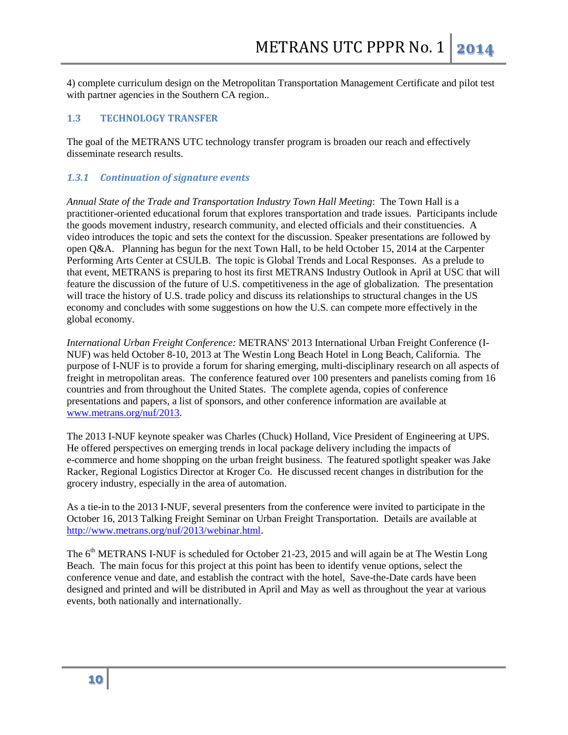4) complete curriculum design on the Metropolitan Transportation Management Certificate and pilot test with partner agencies in the Southern CA region..

## 1.3 TECHNOLOGY TRANSFER

The goal of the METRANS UTC technology transfer program is broaden our reach and effectively disseminate research results.

### *1.3.1 Continuation of signature events*

*Annual State of the Trade and Transportation Industry Town Hall Meeting*: The Town Hall is a practitioner-oriented educational forum that explores transportation and trade issues. Participants include the goods movement industry, research community, and elected officials and their constituencies. A video introduces the topic and sets the context for the discussion. Speaker presentations are followed by open Q&A. Planning has begun for the next Town Hall, to be held October 15, 2014 at the Carpenter Performing Arts Center at CSULB. The topic is Global Trends and Local Responses. As a prelude to that event, METRANS is preparing to host its first METRANS Industry Outlook in April at USC that will feature the discussion of the future of U.S. competitiveness in the age of globalization. The presentation will trace the history of U.S. trade policy and discuss its relationships to structural changes in the US economy and concludes with some suggestions on how the U.S. can compete more effectively in the global economy.

*International Urban Freight Conference:* METRANS' 2013 International Urban Freight Conference (I-NUF) was held October 8-10, 2013 at The Westin Long Beach Hotel in Long Beach, California. The purpose of I-NUF is to provide a forum for sharing emerging, multi-disciplinary research on all aspects of freight in metropolitan areas. The conference featured over 100 presenters and panelists coming from 16 countries and from throughout the United States. The complete agenda, copies of conference presentations and papers, a list of sponsors, and other conference information are available at www.metrans.org/nuf/2013.

The 2013 I-NUF keynote speaker was Charles (Chuck) Holland, Vice President of Engineering at UPS. He offered perspectives on emerging trends in local package delivery including the impacts of e-commerce and home shopping on the urban freight business. The featured spotlight speaker was Jake Racker, Regional Logistics Director at Kroger Co. He discussed recent changes in distribution for the grocery industry, especially in the area of automation.

As a tie-in to the 2013 I-NUF, several presenters from the conference were invited to participate in the October 16, 2013 Talking Freight Seminar on Urban Freight Transportation. Details are available at http://www.metrans.org/nuf/2013/webinar.html.

The 6th METRANS I-NUF is scheduled for October 21-23, 2015 and will again be at The Westin Long Beach. The main focus for this project at this point has been to identify venue options, select the conference venue and date, and establish the contract with the hotel, Save-the-Date cards have been designed and printed and will be distributed in April and May as well as throughout the year at various events, both nationally and internationally.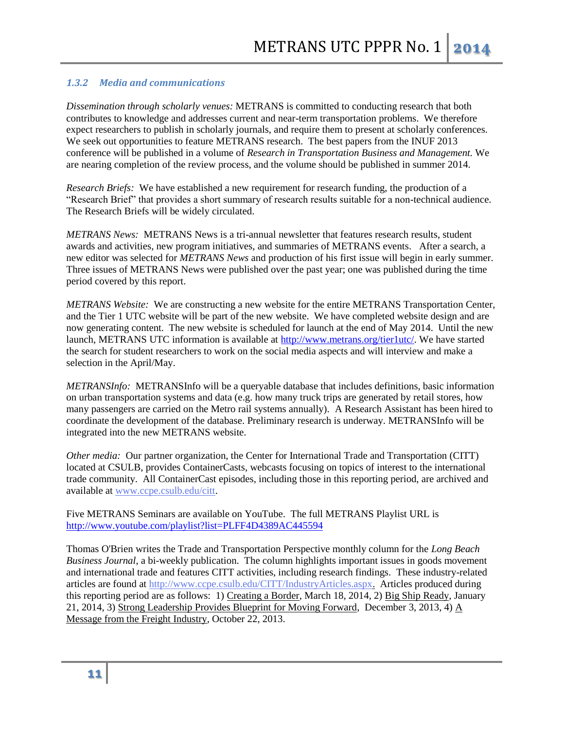### *1.3.2 Media and communications*

*Dissemination through scholarly venues:* METRANS is committed to conducting research that both contributes to knowledge and addresses current and near-term transportation problems. We therefore expect researchers to publish in scholarly journals, and require them to present at scholarly conferences. We seek out opportunities to feature METRANS research. The best papers from the INUF 2013 conference will be published in a volume of *Research in Transportation Business and Management.* We are nearing completion of the review process, and the volume should be published in summer 2014.

*Research Briefs:* We have established a new requirement for research funding, the production of a "Research Brief" that provides a short summary of research results suitable for a non-technical audience. The Research Briefs will be widely circulated.

*METRANS News:* METRANS News is a tri-annual newsletter that features research results, student awards and activities, new program initiatives, and summaries of METRANS events. After a search, a new editor was selected for *METRANS News* and production of his first issue will begin in early summer. Three issues of METRANS News were published over the past year; one was published during the time period covered by this report.

*METRANS Website:* We are constructing a new website for the entire METRANS Transportation Center, and the Tier 1 UTC website will be part of the new website. We have completed website design and are now generating content. The new website is scheduled for launch at the end of May 2014. Until the new launch, METRANS UTC information is available at http://www.metrans.org/tier1utc/. We have started the search for student researchers to work on the social media aspects and will interview and make a selection in the April/May.

*METRANSInfo:* METRANSInfo will be a queryable database that includes definitions, basic information on urban transportation systems and data (e.g. how many truck trips are generated by retail stores, how many passengers are carried on the Metro rail systems annually). A Research Assistant has been hired to coordinate the development of the database. Preliminary research is underway. METRANSInfo will be integrated into the new METRANS website.

*Other media:* Our partner organization, the Center for International Trade and Transportation (CITT) located at CSULB, provides ContainerCasts, webcasts focusing on topics of interest to the international trade community. All ContainerCast episodes, including those in this reporting period, are archived and available at www.ccpe.csulb.edu/citt.

Five METRANS Seminars are available on YouTube. The full METRANS Playlist URL is http://www.youtube.com/playlist?list=PLFF4D4389AC445594

Thomas O'Brien writes the Trade and Transportation Perspective monthly column for the *Long Beach Business Journal*, a bi-weekly publication. The column highlights important issues in goods movement and international trade and features CITT activities, including research findings. These industry-related articles are found at http://www.ccpe.csulb.edu/CITT/IndustryArticles.aspx. Articles produced during this reporting period are as follows: 1) Creating a Border, March 18, 2014, 2) Big Ship Ready, January 21, 2014, 3) Strong Leadership Provides Blueprint for Moving Forward, December 3, 2013, 4) A Message from the Freight Industry, October 22, 2013.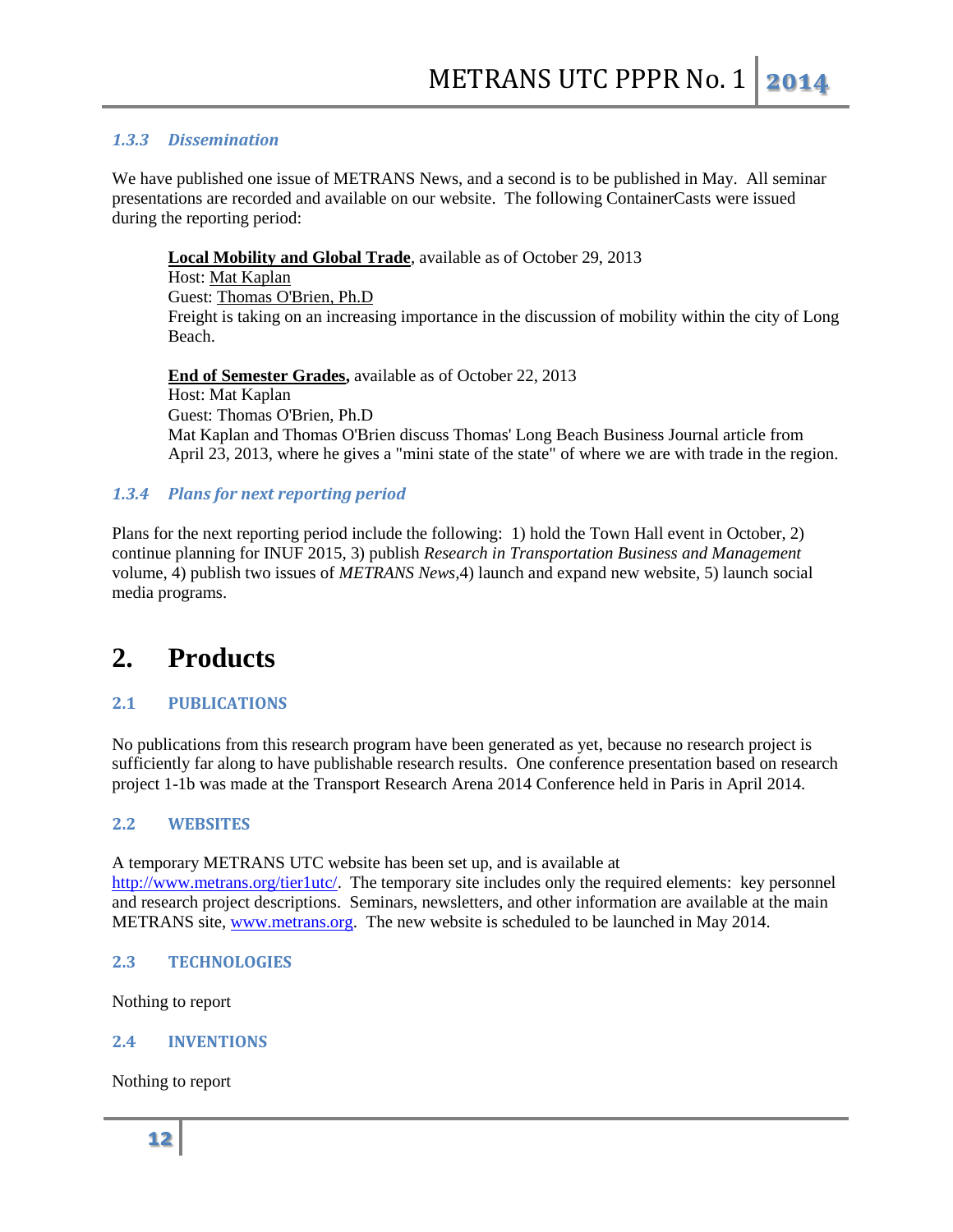### 1.3.3 Dissemination

We have published one issue of METRANS News, and a second is to be published in May. All seminar presentations are recorded and available on our website. The following ContainerCasts were issued during the reporting period:

> **Local Mobility and Global Trade**, available as of October 29, 2013
> Host: Mat Kaplan
> Guest: Thomas O'Brien, Ph.D
> Freight is taking on an increasing importance in the discussion of mobility within the city of Long Beach.
>
> **End of Semester Grades,** available as of October 22, 2013
> Host: Mat Kaplan
> Guest: Thomas O'Brien, Ph.D
> Mat Kaplan and Thomas O'Brien discuss Thomas' Long Beach Business Journal article from April 23, 2013, where he gives a "mini state of the state" of where we are with trade in the region.

### 1.3.4 Plans for next reporting period

Plans for the next reporting period include the following: 1) hold the Town Hall event in October, 2) continue planning for INUF 2015, 3) publish *Research in Transportation Business and Management* volume, 4) publish two issues of *METRANS News*,4) launch and expand new website, 5) launch social media programs.

# 2. Products

## 2.1 PUBLICATIONS

No publications from this research program have been generated as yet, because no research project is sufficiently far along to have publishable research results. One conference presentation based on research project 1-1b was made at the Transport Research Arena 2014 Conference held in Paris in April 2014.

## 2.2 WEBSITES

A temporary METRANS UTC website has been set up, and is available at http://www.metrans.org/tier1utc/. The temporary site includes only the required elements: key personnel and research project descriptions. Seminars, newsletters, and other information are available at the main METRANS site, www.metrans.org. The new website is scheduled to be launched in May 2014.

## 2.3 TECHNOLOGIES

Nothing to report

## 2.4 INVENTIONS

Nothing to report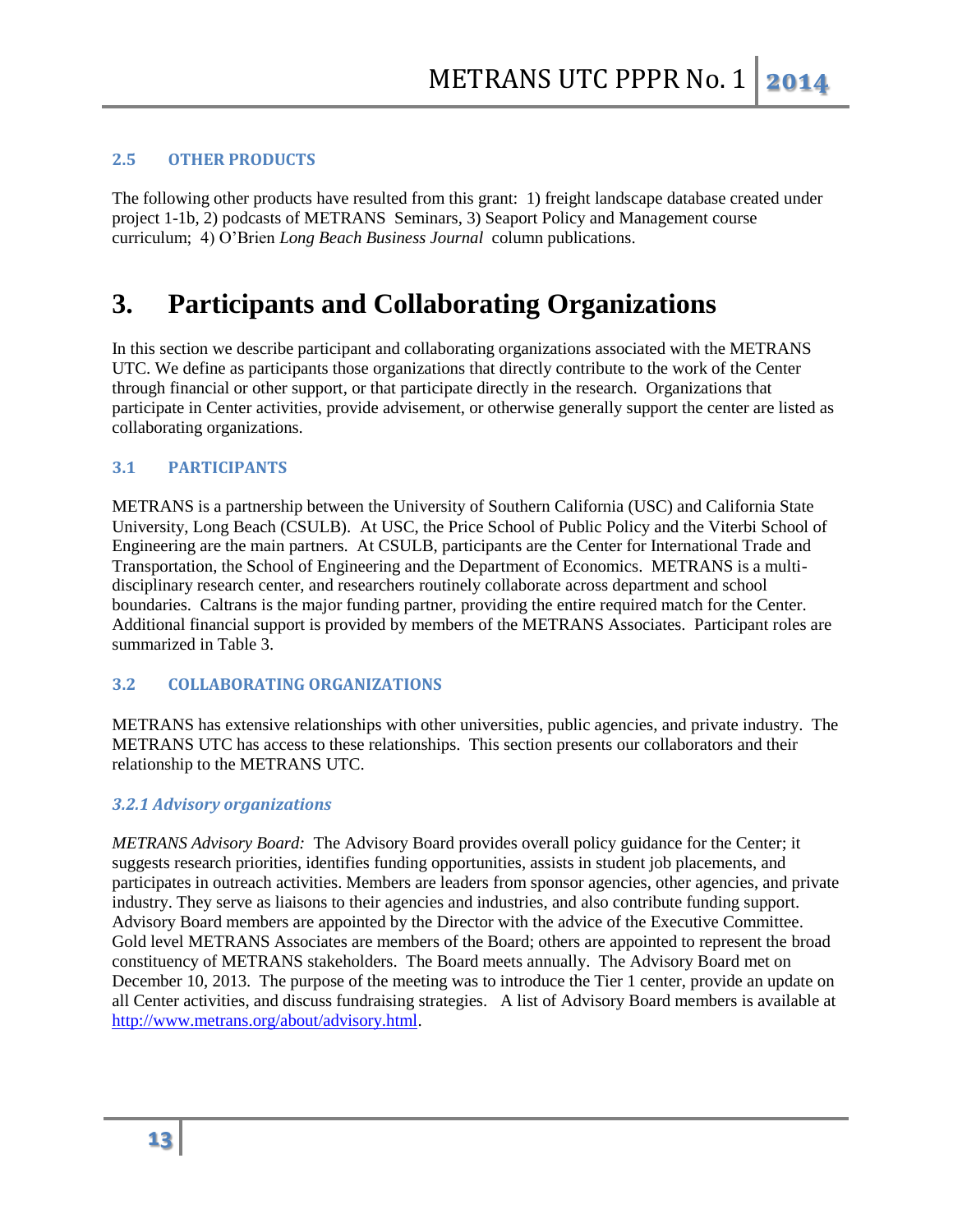### 2.5 OTHER PRODUCTS

The following other products have resulted from this grant: 1) freight landscape database created under project 1-1b, 2) podcasts of METRANS Seminars, 3) Seaport Policy and Management course curriculum; 4) O'Brien *Long Beach Business Journal* column publications.

# 3. Participants and Collaborating Organizations

In this section we describe participant and collaborating organizations associated with the METRANS UTC. We define as participants those organizations that directly contribute to the work of the Center through financial or other support, or that participate directly in the research. Organizations that participate in Center activities, provide advisement, or otherwise generally support the center are listed as collaborating organizations.

### 3.1 PARTICIPANTS

METRANS is a partnership between the University of Southern California (USC) and California State University, Long Beach (CSULB). At USC, the Price School of Public Policy and the Viterbi School of Engineering are the main partners. At CSULB, participants are the Center for International Trade and Transportation, the School of Engineering and the Department of Economics. METRANS is a multi-disciplinary research center, and researchers routinely collaborate across department and school boundaries. Caltrans is the major funding partner, providing the entire required match for the Center. Additional financial support is provided by members of the METRANS Associates. Participant roles are summarized in Table 3.

### 3.2 COLLABORATING ORGANIZATIONS

METRANS has extensive relationships with other universities, public agencies, and private industry. The METRANS UTC has access to these relationships. This section presents our collaborators and their relationship to the METRANS UTC.

#### *3.2.1 Advisory organizations*

*METRANS Advisory Board:* The Advisory Board provides overall policy guidance for the Center; it suggests research priorities, identifies funding opportunities, assists in student job placements, and participates in outreach activities. Members are leaders from sponsor agencies, other agencies, and private industry. They serve as liaisons to their agencies and industries, and also contribute funding support. Advisory Board members are appointed by the Director with the advice of the Executive Committee. Gold level METRANS Associates are members of the Board; others are appointed to represent the broad constituency of METRANS stakeholders. The Board meets annually. The Advisory Board met on December 10, 2013. The purpose of the meeting was to introduce the Tier 1 center, provide an update on all Center activities, and discuss fundraising strategies. A list of Advisory Board members is available at http://www.metrans.org/about/advisory.html.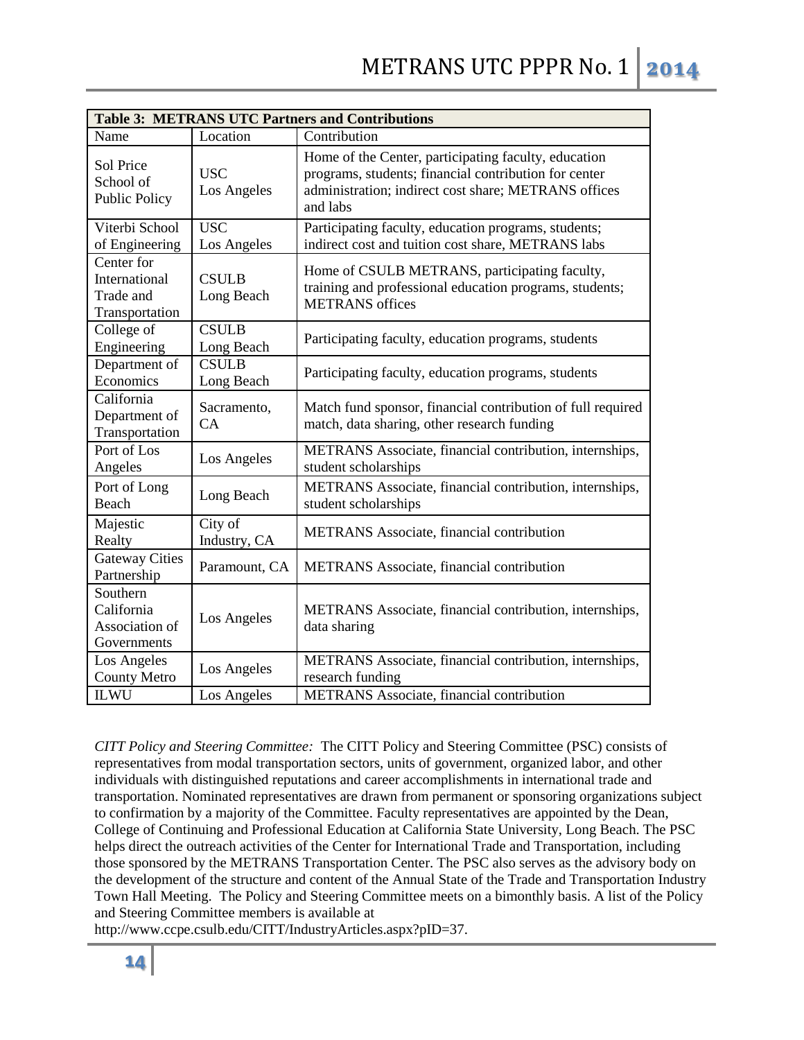**Table 3: METRANS UTC Partners and Contributions**

| Name | Location | Contribution |
|---|---|---|
| Sol Price School of Public Policy | USC Los Angeles | Home of the Center, participating faculty, education programs, students; financial contribution for center administration; indirect cost share; METRANS offices and labs |
| Viterbi School of Engineering | USC Los Angeles | Participating faculty, education programs, students; indirect cost and tuition cost share, METRANS labs |
| Center for International Trade and Transportation | CSULB Long Beach | Home of CSULB METRANS, participating faculty, training and professional education programs, students; METRANS offices |
| College of Engineering | CSULB Long Beach | Participating faculty, education programs, students |
| Department of Economics | CSULB Long Beach | Participating faculty, education programs, students |
| California Department of Transportation | Sacramento, CA | Match fund sponsor, financial contribution of full required match, data sharing, other research funding |
| Port of Los Angeles | Los Angeles | METRANS Associate, financial contribution, internships, student scholarships |
| Port of Long Beach | Long Beach | METRANS Associate, financial contribution, internships, student scholarships |
| Majestic Realty | City of Industry, CA | METRANS Associate, financial contribution |
| Gateway Cities Partnership | Paramount, CA | METRANS Associate, financial contribution |
| Southern California Association of Governments | Los Angeles | METRANS Associate, financial contribution, internships, data sharing |
| Los Angeles County Metro | Los Angeles | METRANS Associate, financial contribution, internships, research funding |
| ILWU | Los Angeles | METRANS Associate, financial contribution |

*CITT Policy and Steering Committee:* The CITT Policy and Steering Committee (PSC) consists of representatives from modal transportation sectors, units of government, organized labor, and other individuals with distinguished reputations and career accomplishments in international trade and transportation. Nominated representatives are drawn from permanent or sponsoring organizations subject to confirmation by a majority of the Committee. Faculty representatives are appointed by the Dean, College of Continuing and Professional Education at California State University, Long Beach. The PSC helps direct the outreach activities of the Center for International Trade and Transportation, including those sponsored by the METRANS Transportation Center. The PSC also serves as the advisory body on the development of the structure and content of the Annual State of the Trade and Transportation Industry Town Hall Meeting. The Policy and Steering Committee meets on a bimonthly basis. A list of the Policy and Steering Committee members is available at http://www.ccpe.csulb.edu/CITT/IndustryArticles.aspx?pID=37.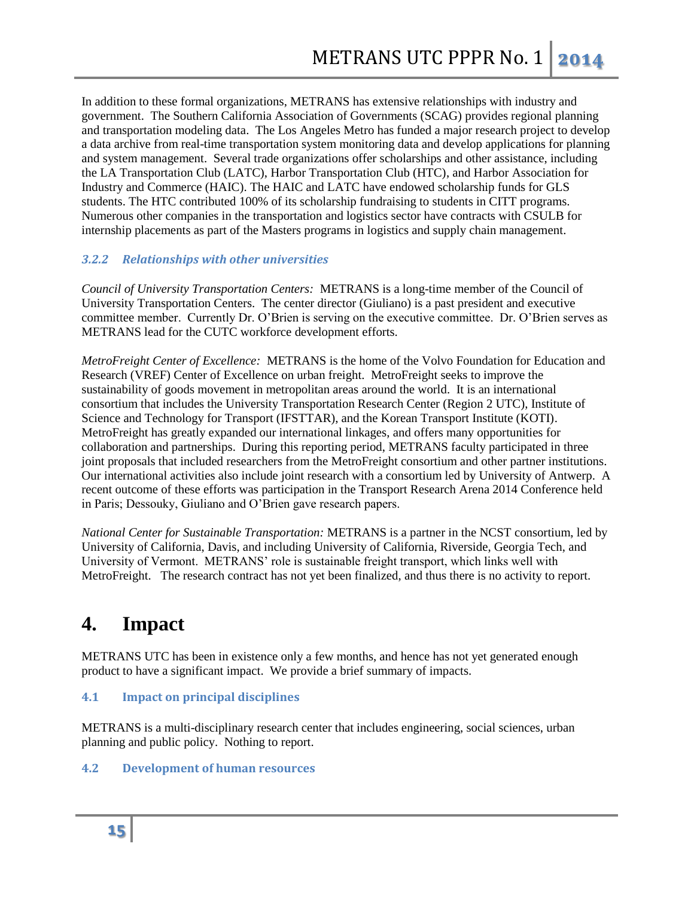In addition to these formal organizations, METRANS has extensive relationships with industry and government. The Southern California Association of Governments (SCAG) provides regional planning and transportation modeling data. The Los Angeles Metro has funded a major research project to develop a data archive from real-time transportation system monitoring data and develop applications for planning and system management. Several trade organizations offer scholarships and other assistance, including the LA Transportation Club (LATC), Harbor Transportation Club (HTC), and Harbor Association for Industry and Commerce (HAIC). The HAIC and LATC have endowed scholarship funds for GLS students. The HTC contributed 100% of its scholarship fundraising to students in CITT programs. Numerous other companies in the transportation and logistics sector have contracts with CSULB for internship placements as part of the Masters programs in logistics and supply chain management.

### *3.2.2 Relationships with other universities*

*Council of University Transportation Centers:* METRANS is a long-time member of the Council of University Transportation Centers. The center director (Giuliano) is a past president and executive committee member. Currently Dr. O'Brien is serving on the executive committee. Dr. O'Brien serves as METRANS lead for the CUTC workforce development efforts.

*MetroFreight Center of Excellence:* METRANS is the home of the Volvo Foundation for Education and Research (VREF) Center of Excellence on urban freight. MetroFreight seeks to improve the sustainability of goods movement in metropolitan areas around the world. It is an international consortium that includes the University Transportation Research Center (Region 2 UTC), Institute of Science and Technology for Transport (IFSTTAR), and the Korean Transport Institute (KOTI). MetroFreight has greatly expanded our international linkages, and offers many opportunities for collaboration and partnerships. During this reporting period, METRANS faculty participated in three joint proposals that included researchers from the MetroFreight consortium and other partner institutions. Our international activities also include joint research with a consortium led by University of Antwerp. A recent outcome of these efforts was participation in the Transport Research Arena 2014 Conference held in Paris; Dessouky, Giuliano and O'Brien gave research papers.

*National Center for Sustainable Transportation:* METRANS is a partner in the NCST consortium, led by University of California, Davis, and including University of California, Riverside, Georgia Tech, and University of Vermont. METRANS' role is sustainable freight transport, which links well with MetroFreight. The research contract has not yet been finalized, and thus there is no activity to report.

# 4. Impact

METRANS UTC has been in existence only a few months, and hence has not yet generated enough product to have a significant impact. We provide a brief summary of impacts.

## 4.1 Impact on principal disciplines

METRANS is a multi-disciplinary research center that includes engineering, social sciences, urban planning and public policy. Nothing to report.

## 4.2 Development of human resources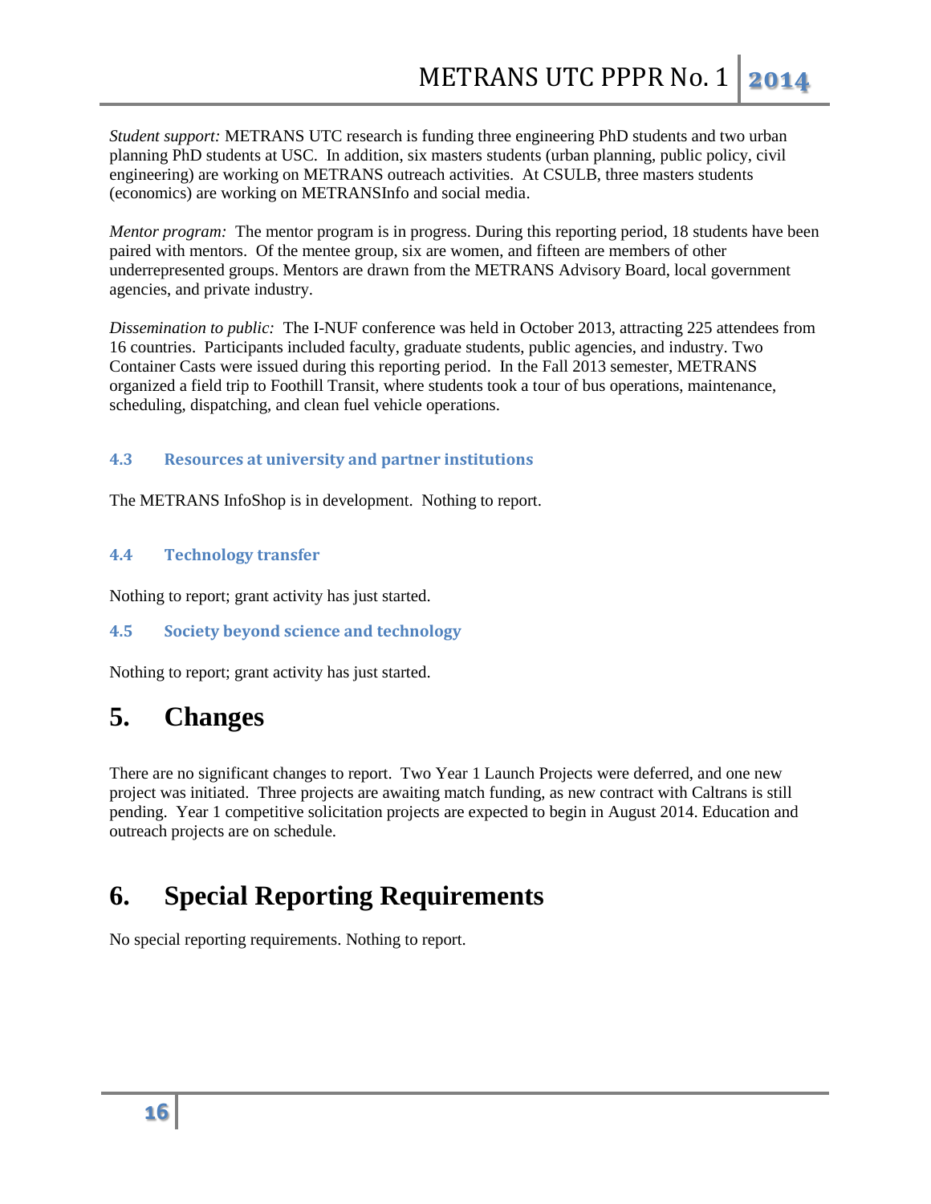*Student support:* METRANS UTC research is funding three engineering PhD students and two urban planning PhD students at USC. In addition, six masters students (urban planning, public policy, civil engineering) are working on METRANS outreach activities. At CSULB, three masters students (economics) are working on METRANSInfo and social media.

*Mentor program:* The mentor program is in progress. During this reporting period, 18 students have been paired with mentors. Of the mentee group, six are women, and fifteen are members of other underrepresented groups. Mentors are drawn from the METRANS Advisory Board, local government agencies, and private industry.

*Dissemination to public:* The I-NUF conference was held in October 2013, attracting 225 attendees from 16 countries. Participants included faculty, graduate students, public agencies, and industry. Two Container Casts were issued during this reporting period. In the Fall 2013 semester, METRANS organized a field trip to Foothill Transit, where students took a tour of bus operations, maintenance, scheduling, dispatching, and clean fuel vehicle operations.

### 4.3 Resources at university and partner institutions

The METRANS InfoShop is in development. Nothing to report.

### 4.4 Technology transfer

Nothing to report; grant activity has just started.

### 4.5 Society beyond science and technology

Nothing to report; grant activity has just started.

# 5. Changes

There are no significant changes to report. Two Year 1 Launch Projects were deferred, and one new project was initiated. Three projects are awaiting match funding, as new contract with Caltrans is still pending. Year 1 competitive solicitation projects are expected to begin in August 2014. Education and outreach projects are on schedule.

# 6. Special Reporting Requirements

No special reporting requirements. Nothing to report.